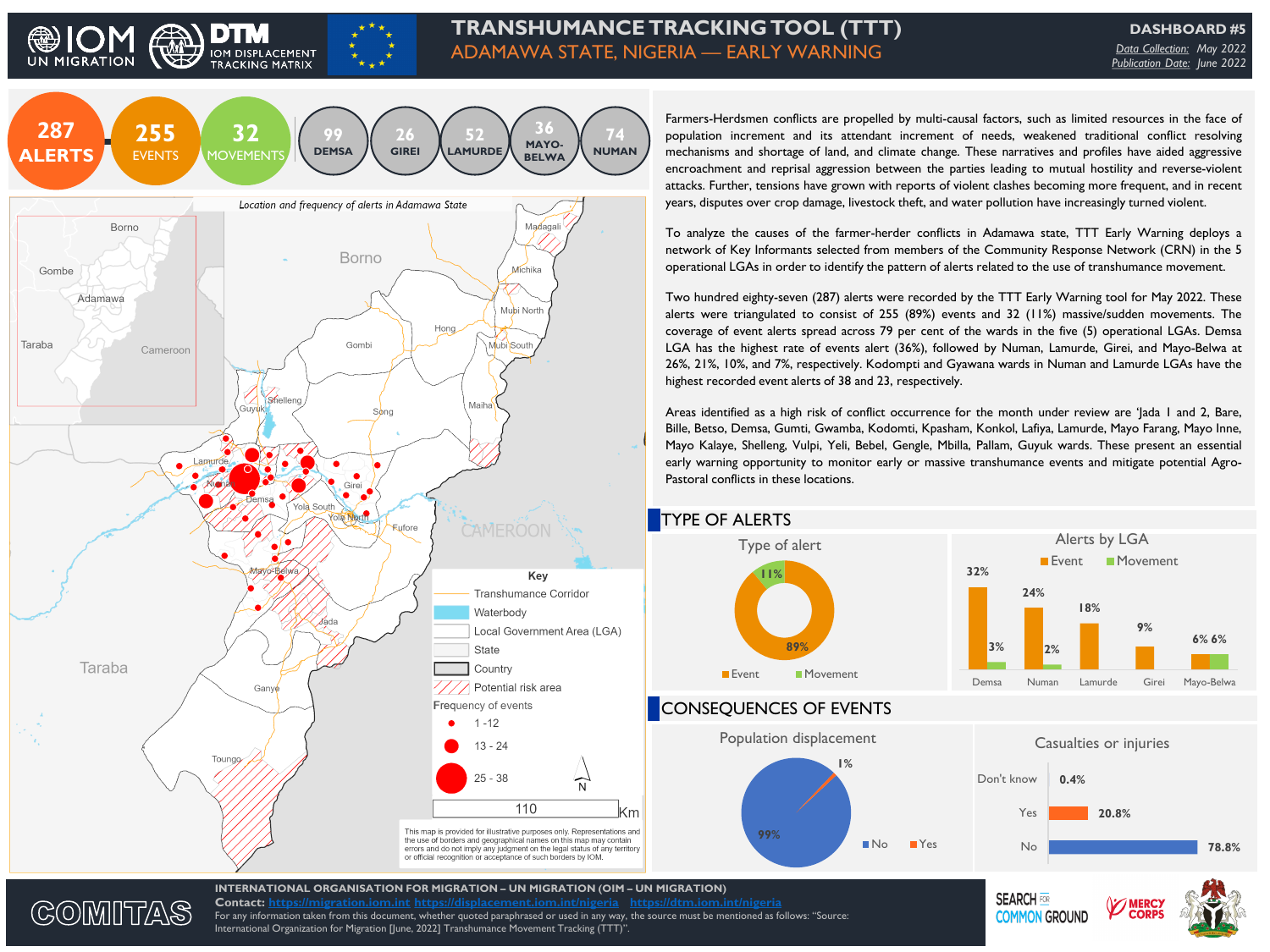# TRANSHUMANCE TRACKING TOOL (TTT)

## ADAMAWA STATE, NIGERIA — EARLY WARNING

**DASHBOARD #5**

*Data Collection:* May 2022
*Publication Date:* June 2022

**287** ALERTS · **255** EVENTS · **32** MOVEMENTS

**99** DEMSA · **26** GIREI · **52** LAMURDE · **36** MAYO-BELWA · **74** NUMAN

*Location and frequency of alerts in Adamawa State*

Key: Transhumance Corridor; Waterbody; Local Government Area (LGA); State; Country; Potential risk area

Frequency of events: 1 -12; 13 - 24; 25 - 38

110 Km

This map is provided for illustrative purposes only. Representations and the use of borders and geographical names on this map may contain errors and do not imply any judgment on the legal status of any territory or official recognition or acceptance of such borders by IOM.

Farmers-Herdsmen conflicts are propelled by multi-causal factors, such as limited resources in the face of population increment and its attendant increment of needs, weakened traditional conflict resolving mechanisms and shortage of land, and climate change. These narratives and profiles have aided aggressive encroachment and reprisal aggression between the parties leading to mutual hostility and reverse-violent attacks. Further, tensions have grown with reports of violent clashes becoming more frequent, and in recent years, disputes over crop damage, livestock theft, and water pollution have increasingly turned violent.

To analyze the causes of the farmer-herder conflicts in Adamawa state, TTT Early Warning deploys a network of Key Informants selected from members of the Community Response Network (CRN) in the 5 operational LGAs in order to identify the pattern of alerts related to the use of transhumance movement.

Two hundred eighty-seven (287) alerts were recorded by the TTT Early Warning tool for May 2022. These alerts were triangulated to consist of 255 (89%) events and 32 (11%) massive/sudden movements. The coverage of event alerts spread across 79 per cent of the wards in the five (5) operational LGAs. Demsa LGA has the highest rate of events alert (36%), followed by Numan, Lamurde, Girei, and Mayo-Belwa at 26%, 21%, 10%, and 7%, respectively. Kodompti and Gyawana wards in Numan and Lamurde LGAs have the highest recorded event alerts of 38 and 23, respectively.

Areas identified as a high risk of conflict occurrence for the month under review are 'Jada I and 2, Bare, Bille, Betso, Demsa, Gumti, Gwamba, Kodomti, Kpasham, Konkol, Lafiya, Lamurde, Mayo Farang, Mayo Inne, Mayo Kalaye, Shelleng, Vulpi, Yeli, Bebel, Gengle, Mbilla, Pallam, Guyuk wards. These present an essential early warning opportunity to monitor early or massive transhumance events and mitigate potential Agro-Pastoral conflicts in these locations.

## TYPE OF ALERTS

Type of alert

11%
89%
Event · Movement

Alerts by LGA

Event · Movement

Demsa: 32% · 3%
Numan: 24% · 2%
Lamurde: 18%
Girei: 9%
Mayo-Belwa: 6% · 6%

## CONSEQUENCES OF EVENTS

Population displacement

1%
99%
No · Yes

Casualties or injuries

Don't know: 0.4%
Yes: 20.8%
No: 78.8%

**INTERNATIONAL ORGANISATION FOR MIGRATION – UN MIGRATION (OIM – UN MIGRATION)**
**Contact:** https://migration.iom.int https://displacement.iom.int/nigeria https://dtm.iom.int/nigeria
For any information taken from this document, whether quoted paraphrased or used in any way, the source must be mentioned as follows: "Source: International Organization for Migration [June, 2022] Transhumance Movement Tracking (TTT)".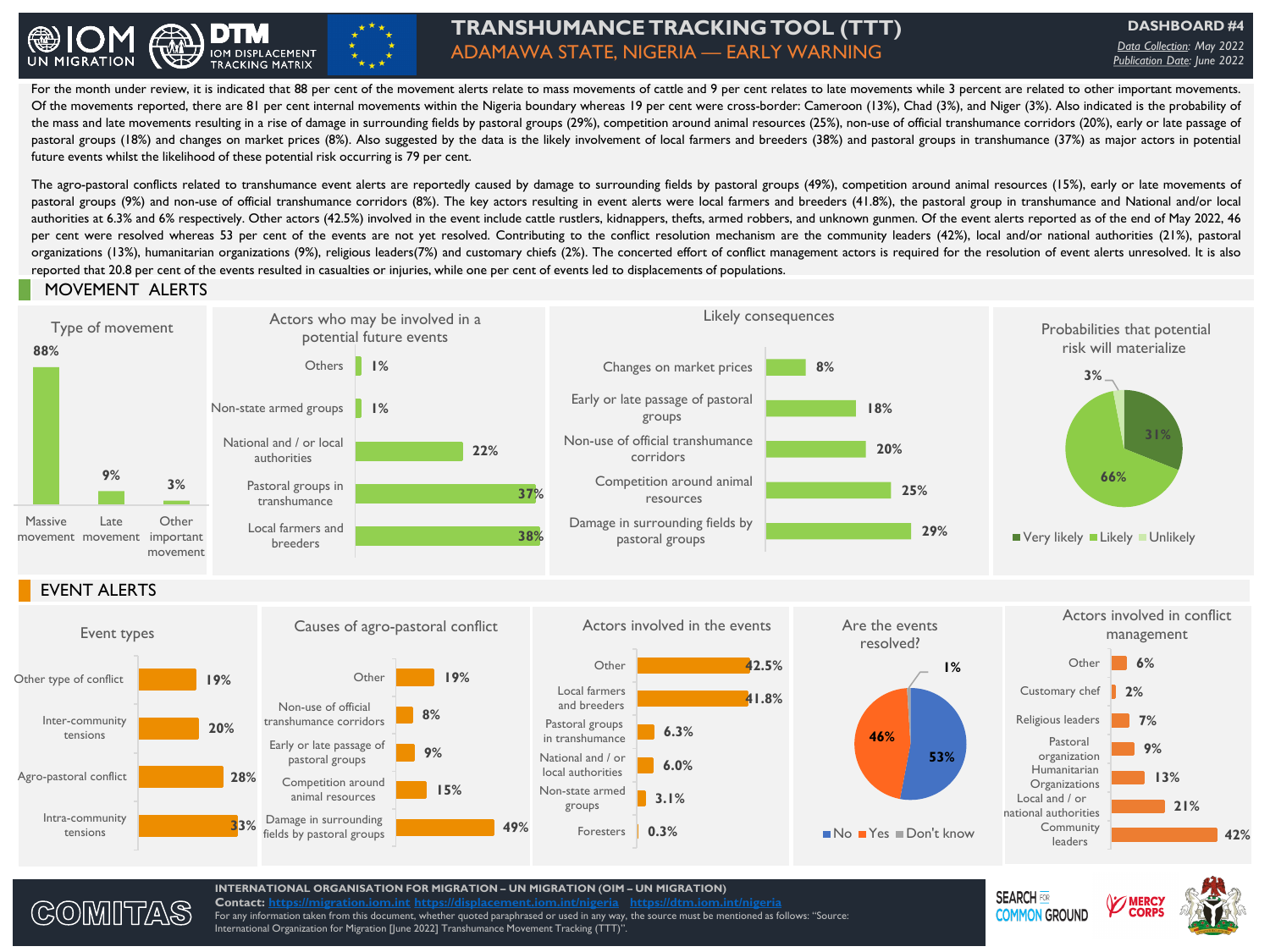# TRANSHUMANCE TRACKING TOOL (TTT)

## ADAMAWA STATE, NIGERIA — EARLY WARNING

**DASHBOARD #4**

*Data Collection: May 2022*
*Publication Date: June 2022*

For the month under review, it is indicated that 88 per cent of the movement alerts relate to mass movements of cattle and 9 per cent relates to late movements while 3 percent are related to other important movements. Of the movements reported, there are 81 per cent internal movements within the Nigeria boundary whereas 19 per cent were cross-border: Cameroon (13%), Chad (3%), and Niger (3%). Also indicated is the probability of the mass and late movements resulting in a rise of damage in surrounding fields by pastoral groups (29%), competition around animal resources (25%), non-use of official transhumance corridors (20%), early or late passage of pastoral groups (18%) and changes on market prices (8%). Also suggested by the data is the likely involvement of local farmers and breeders (38%) and pastoral groups in transhumance (37%) as major actors in potential future events whilst the likelihood of these potential risk occurring is 79 per cent.

The agro-pastoral conflicts related to transhumance event alerts are reportedly caused by damage to surrounding fields by pastoral groups (49%), competition around animal resources (15%), early or late movements of pastoral groups (9%) and non-use of official transhumance corridors (8%). The key actors resulting in event alerts were local farmers and breeders (41.8%), the pastoral group in transhumance and National and/or local authorities at 6.3% and 6% respectively. Other actors (42.5%) involved in the event include cattle rustlers, kidnappers, thefts, armed robbers, and unknown gunmen. Of the event alerts reported as of the end of May 2022, 46 per cent were resolved whereas 53 per cent of the events are not yet resolved. Contributing to the conflict resolution mechanism are the community leaders (42%), local and/or national authorities (21%), pastoral organizations (13%), humanitarian organizations (9%), religious leaders(7%) and customary chiefs (2%). The concerted effort of conflict management actors is required for the resolution of event alerts unresolved. It is also reported that 20.8 per cent of the events resulted in casualties or injuries, while one per cent of events led to displacements of populations.

## MOVEMENT ALERTS

### Type of movement

Massive movement 88%
Late movement 9%
Other important movement 3%

### Actors who may be involved in a potential future events

Others 1%
Non-state armed groups 1%
National and / or local authorities 22%
Pastoral groups in transhumance 37%
Local farmers and breeders 38%

### Likely consequences

Changes on market prices 8%
Early or late passage of pastoral groups 18%
Non-use of official transhumance corridors 20%
Competition around animal resources 25%
Damage in surrounding fields by pastoral groups 29%

### Probabilities that potential risk will materialize

Very likely 31%
Likely 66%
Unlikely 3%

## EVENT ALERTS

### Event types

Other type of conflict 19%
Inter-community tensions 20%
Agro-pastoral conflict 28%
Intra-community tensions 33%

### Causes of agro-pastoral conflict

Other 19%
Non-use of official transhumance corridors 8%
Early or late passage of pastoral groups 9%
Competition around animal resources 15%
Damage in surrounding fields by pastoral groups 49%

### Actors involved in the events

Other 42.5%
Local farmers and breeders 41.8%
Pastoral groups in transhumance 6.3%
National and / or local authorities 6.0%
Non-state armed groups 3.1%
Foresters 0.3%

### Are the events resolved?

No 53%
Yes 46%
Don't know 1%

### Actors involved in conflict management

Other 6%
Customary chef 2%
Religious leaders 7%
Pastoral organization 9%
Humanitarian Organizations 13%
Local and / or national authorities 21%
Community leaders 42%

**INTERNATIONAL ORGANISATION FOR MIGRATION – UN MIGRATION (OIM – UN MIGRATION)**

**Contact:** https://migration.iom.int https://displacement.iom.int/nigeria https://dtm.iom.int/nigeria

For any information taken from this document, whether quoted paraphrased or used in any way, the source must be mentioned as follows: "Source: International Organization for Migration [June 2022] Transhumance Movement Tracking (TTT)".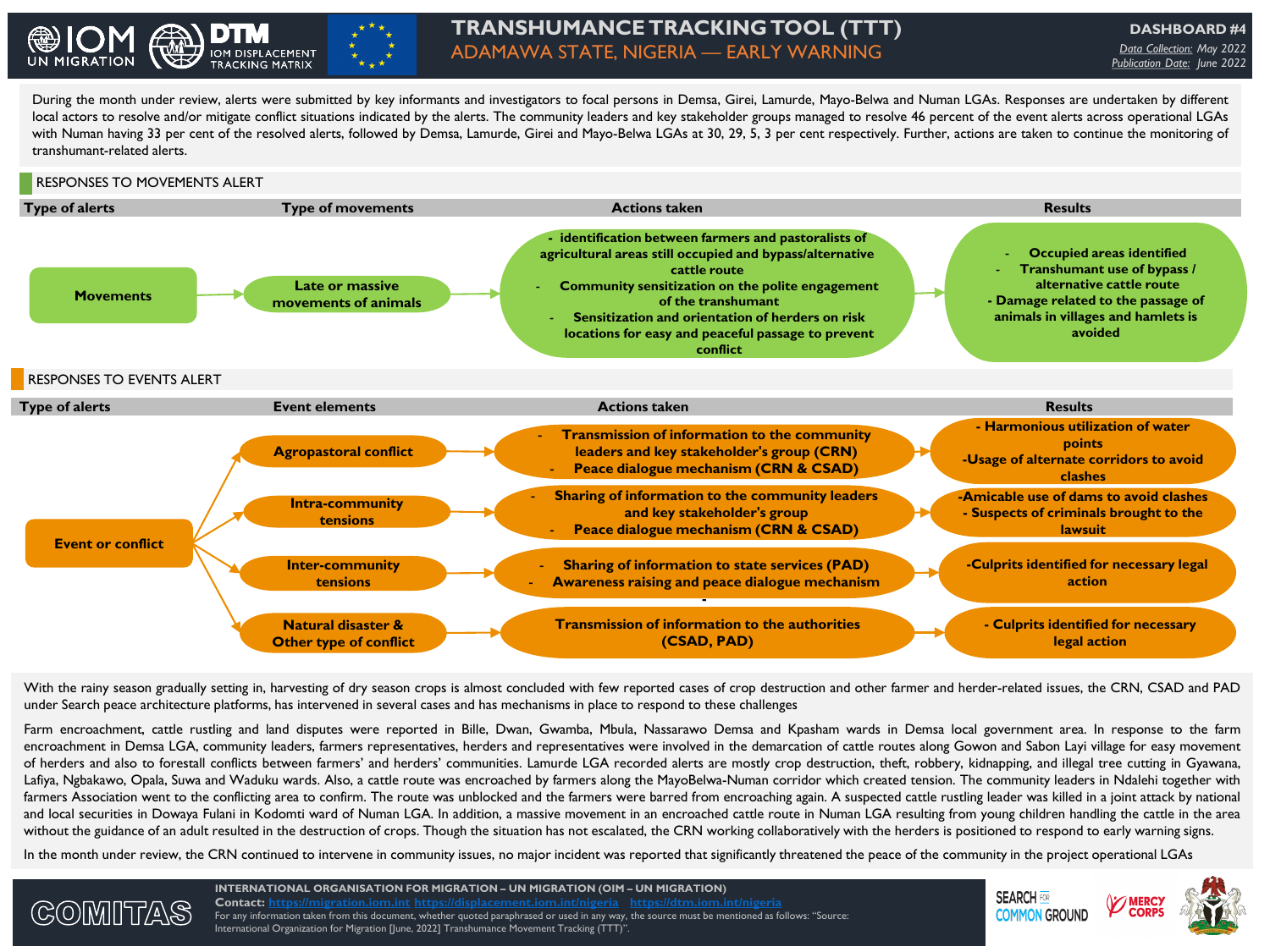# TRANSHUMANCE TRACKING TOOL (TTT)

## ADAMAWA STATE, NIGERIA — EARLY WARNING

**DASHBOARD #4**

*Data Collection:* May 2022
*Publication Date:* June 2022

During the month under review, alerts were submitted by key informants and investigators to focal persons in Demsa, Girei, Lamurde, Mayo-Belwa and Numan LGAs. Responses are undertaken by different local actors to resolve and/or mitigate conflict situations indicated by the alerts. The community leaders and key stakeholder groups managed to resolve 46 percent of the event alerts across operational LGAs with Numan having 33 per cent of the resolved alerts, followed by Demsa, Lamurde, Girei and Mayo-Belwa LGAs at 30, 29, 5, 3 per cent respectively. Further, actions are taken to continue the monitoring of transhumant-related alerts.

### RESPONSES TO MOVEMENTS ALERT

| Type of alerts | Type of movements | Actions taken | Results |
|---|---|---|---|
| **Movements** | **Late or massive movements of animals** | **- identification between farmers and pastoralists of agricultural areas still occupied and bypass/alternative cattle route**<br>**- Community sensitization on the polite engagement of the transhumant**<br>**- Sensitization and orientation of herders on risk locations for easy and peaceful passage to prevent conflict** | **- Occupied areas identified**<br>**- Transhumant use of bypass / alternative cattle route**<br>**- Damage related to the passage of animals in villages and hamlets is avoided** |

### RESPONSES TO EVENTS ALERT

| Type of alerts | Event elements | Actions taken | Results |
|---|---|---|---|
| **Event or conflict** | **Agropastoral conflict** | **- Transmission of information to the community leaders and key stakeholder's group (CRN)**<br>**- Peace dialogue mechanism (CRN & CSAD)** | **- Harmonious utilization of water points**<br>**-Usage of alternate corridors to avoid clashes** |
| | **Intra-community tensions** | **- Sharing of information to the community leaders and key stakeholder's group**<br>**- Peace dialogue mechanism (CRN & CSAD)** | **-Amicable use of dams to avoid clashes**<br>**- Suspects of criminals brought to the lawsuit** |
| | **Inter-community tensions** | **- Sharing of information to state services (PAD)**<br>**- Awareness raising and peace dialogue mechanism** | **-Culprits identified for necessary legal action** |
| | **Natural disaster & Other type of conflict** | **Transmission of information to the authorities (CSAD, PAD)** | **- Culprits identified for necessary legal action** |

With the rainy season gradually setting in, harvesting of dry season crops is almost concluded with few reported cases of crop destruction and other farmer and herder-related issues, the CRN, CSAD and PAD under Search peace architecture platforms, has intervened in several cases and has mechanisms in place to respond to these challenges

Farm encroachment, cattle rustling and land disputes were reported in Bille, Dwan, Gwamba, Mbula, Nassarawo Demsa and Kpasham wards in Demsa local government area. In response to the farm encroachment in Demsa LGA, community leaders, farmers representatives, herders and representatives were involved in the demarcation of cattle routes along Gowon and Sabon Layi village for easy movement of herders and also to forestall conflicts between farmers' and herders' communities. Lamurde LGA recorded alerts are mostly crop destruction, theft, robbery, kidnapping, and illegal tree cutting in Gyawana, Lafiya, Ngbakawo, Opala, Suwa and Waduku wards. Also, a cattle route was encroached by farmers along the MayoBelwa-Numan corridor which created tension. The community leaders in Ndalehi together with farmers Association went to the conflicting area to confirm. The route was unblocked and the farmers were barred from encroaching again. A suspected cattle rustling leader was killed in a joint attack by national and local securities in Dowaya Fulani in Kodomti ward of Numan LGA. In addition, a massive movement in an encroached cattle route in Numan LGA resulting from young children handling the cattle in the area without the guidance of an adult resulted in the destruction of crops. Though the situation has not escalated, the CRN working collaboratively with the herders is positioned to respond to early warning signs.

In the month under review, the CRN continued to intervene in community issues, no major incident was reported that significantly threatened the peace of the community in the project operational LGAs

**INTERNATIONAL ORGANISATION FOR MIGRATION – UN MIGRATION (OIM – UN MIGRATION)**
**Contact:** https://migration.iom.int https://displacement.iom.int/nigeria https://dtm.iom.int/nigeria
For any information taken from this document, whether quoted paraphrased or used in any way, the source must be mentioned as follows: "Source: International Organization for Migration [June, 2022] Transhumance Movement Tracking (TTT)".